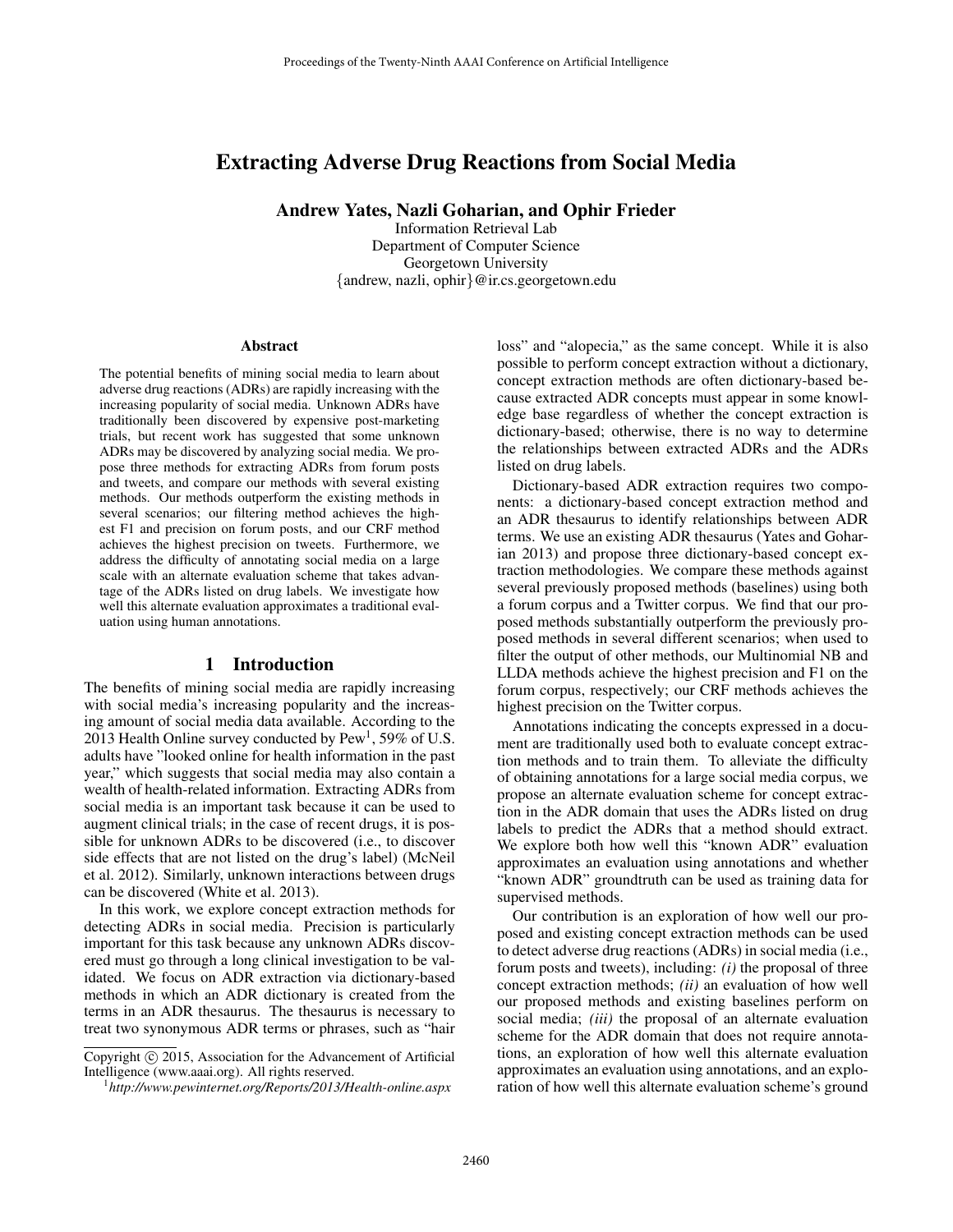# Extracting Adverse Drug Reactions from Social Media

**Andrew Yates, Nazli Goharian, and Ophir Frieder**

Information Retrieval Lab
Department of Computer Science
Georgetown University
{andrew, nazli, ophir}@ir.cs.georgetown.edu

## Abstract

The potential benefits of mining social media to learn about adverse drug reactions (ADRs) are rapidly increasing with the increasing popularity of social media. Unknown ADRs have traditionally been discovered by expensive post-marketing trials, but recent work has suggested that some unknown ADRs may be discovered by analyzing social media. We propose three methods for extracting ADRs from forum posts and tweets, and compare our methods with several existing methods. Our methods outperform the existing methods in several scenarios; our filtering method achieves the highest F1 and precision on forum posts, and our CRF method achieves the highest precision on tweets. Furthermore, we address the difficulty of annotating social media on a large scale with an alternate evaluation scheme that takes advantage of the ADRs listed on drug labels. We investigate how well this alternate evaluation approximates a traditional evaluation using human annotations.

## 1 Introduction

The benefits of mining social media are rapidly increasing with social media's increasing popularity and the increasing amount of social media data available. According to the 2013 Health Online survey conducted by Pew[1], 59% of U.S. adults have "looked online for health information in the past year," which suggests that social media may also contain a wealth of health-related information. Extracting ADRs from social media is an important task because it can be used to augment clinical trials; in the case of recent drugs, it is possible for unknown ADRs to be discovered (i.e., to discover side effects that are not listed on the drug's label) (McNeil et al. 2012). Similarly, unknown interactions between drugs can be discovered (White et al. 2013).

In this work, we explore concept extraction methods for detecting ADRs in social media. Precision is particularly important for this task because any unknown ADRs discovered must go through a long clinical investigation to be validated. We focus on ADR extraction via dictionary-based methods in which an ADR dictionary is created from the terms in an ADR thesaurus. The thesaurus is necessary to treat two synonymous ADR terms or phrases, such as "hair loss" and "alopecia," as the same concept. While it is also possible to perform concept extraction without a dictionary, concept extraction methods are often dictionary-based because extracted ADR concepts must appear in some knowledge base regardless of whether the concept extraction is dictionary-based; otherwise, there is no way to determine the relationships between extracted ADRs and the ADRs listed on drug labels.

Dictionary-based ADR extraction requires two components: a dictionary-based concept extraction method and an ADR thesaurus to identify relationships between ADR terms. We use an existing ADR thesaurus (Yates and Goharian 2013) and propose three dictionary-based concept extraction methodologies. We compare these methods against several previously proposed methods (baselines) using both a forum corpus and a Twitter corpus. We find that our proposed methods substantially outperform the previously proposed methods in several different scenarios; when used to filter the output of other methods, our Multinomial NB and LLDA methods achieve the highest precision and F1 on the forum corpus, respectively; our CRF methods achieves the highest precision on the Twitter corpus.

Annotations indicating the concepts expressed in a document are traditionally used both to evaluate concept extraction methods and to train them. To alleviate the difficulty of obtaining annotations for a large social media corpus, we propose an alternate evaluation scheme for concept extraction in the ADR domain that uses the ADRs listed on drug labels to predict the ADRs that a method should extract. We explore both how well this "known ADR" evaluation approximates an evaluation using annotations and whether "known ADR" groundtruth can be used as training data for supervised methods.

Our contribution is an exploration of how well our proposed and existing concept extraction methods can be used to detect adverse drug reactions (ADRs) in social media (i.e., forum posts and tweets), including: *(i)* the proposal of three concept extraction methods; *(ii)* an evaluation of how well our proposed methods and existing baselines perform on social media; *(iii)* the proposal of an alternate evaluation scheme for the ADR domain that does not require annotations, an exploration of how well this alternate evaluation approximates an evaluation using annotations, and an exploration of how well this alternate evaluation scheme's ground

---

Copyright © 2015, Association for the Advancement of Artificial Intelligence (www.aaai.org). All rights reserved.

[1] *http://www.pewinternet.org/Reports/2013/Health-online.aspx*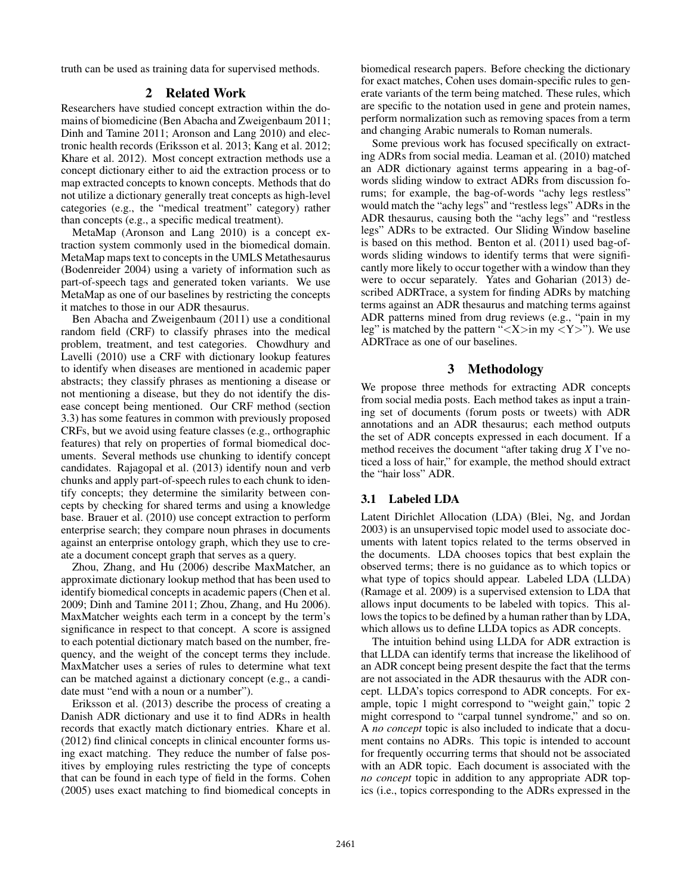truth can be used as training data for supervised methods.

## 2 Related Work

Researchers have studied concept extraction within the domains of biomedicine (Ben Abacha and Zweigenbaum 2011; Dinh and Tamine 2011; Aronson and Lang 2010) and electronic health records (Eriksson et al. 2013; Kang et al. 2012; Khare et al. 2012). Most concept extraction methods use a concept dictionary either to aid the extraction process or to map extracted concepts to known concepts. Methods that do not utilize a dictionary generally treat concepts as high-level categories (e.g., the "medical treatment" category) rather than concepts (e.g., a specific medical treatment).

MetaMap (Aronson and Lang 2010) is a concept extraction system commonly used in the biomedical domain. MetaMap maps text to concepts in the UMLS Metathesaurus (Bodenreider 2004) using a variety of information such as part-of-speech tags and generated token variants. We use MetaMap as one of our baselines by restricting the concepts it matches to those in our ADR thesaurus.

Ben Abacha and Zweigenbaum (2011) use a conditional random field (CRF) to classify phrases into the medical problem, treatment, and test categories. Chowdhury and Lavelli (2010) use a CRF with dictionary lookup features to identify when diseases are mentioned in academic paper abstracts; they classify phrases as mentioning a disease or not mentioning a disease, but they do not identify the disease concept being mentioned. Our CRF method (section 3.3) has some features in common with previously proposed CRFs, but we avoid using feature classes (e.g., orthographic features) that rely on properties of formal biomedical documents. Several methods use chunking to identify concept candidates. Rajagopal et al. (2013) identify noun and verb chunks and apply part-of-speech rules to each chunk to identify concepts; they determine the similarity between concepts by checking for shared terms and using a knowledge base. Brauer et al. (2010) use concept extraction to perform enterprise search; they compare noun phrases in documents against an enterprise ontology graph, which they use to create a document concept graph that serves as a query.

Zhou, Zhang, and Hu (2006) describe MaxMatcher, an approximate dictionary lookup method that has been used to identify biomedical concepts in academic papers (Chen et al. 2009; Dinh and Tamine 2011; Zhou, Zhang, and Hu 2006). MaxMatcher weights each term in a concept by the term's significance in respect to that concept. A score is assigned to each potential dictionary match based on the number, frequency, and the weight of the concept terms they include. MaxMatcher uses a series of rules to determine what text can be matched against a dictionary concept (e.g., a candidate must "end with a noun or a number").

Eriksson et al. (2013) describe the process of creating a Danish ADR dictionary and use it to find ADRs in health records that exactly match dictionary entries. Khare et al. (2012) find clinical concepts in clinical encounter forms using exact matching. They reduce the number of false positives by employing rules restricting the type of concepts that can be found in each type of field in the forms. Cohen (2005) uses exact matching to find biomedical concepts in biomedical research papers. Before checking the dictionary for exact matches, Cohen uses domain-specific rules to generate variants of the term being matched. These rules, which are specific to the notation used in gene and protein names, perform normalization such as removing spaces from a term and changing Arabic numerals to Roman numerals.

Some previous work has focused specifically on extracting ADRs from social media. Leaman et al. (2010) matched an ADR dictionary against terms appearing in a bag-of-words sliding window to extract ADRs from discussion forums; for example, the bag-of-words "achy legs restless" would match the "achy legs" and "restless legs" ADRs in the ADR thesaurus, causing both the "achy legs" and "restless legs" ADRs to be extracted. Our Sliding Window baseline is based on this method. Benton et al. (2011) used bag-of-words sliding windows to identify terms that were significantly more likely to occur together with a window than they were to occur separately. Yates and Goharian (2013) described ADRTrace, a system for finding ADRs by matching terms against an ADR thesaurus and matching terms against ADR patterns mined from drug reviews (e.g., "pain in my leg" is matched by the pattern "<X>in my <Y>"). We use ADRTrace as one of our baselines.

## 3 Methodology

We propose three methods for extracting ADR concepts from social media posts. Each method takes as input a training set of documents (forum posts or tweets) with ADR annotations and an ADR thesaurus; each method outputs the set of ADR concepts expressed in each document. If a method receives the document "after taking drug *X* I've noticed a loss of hair," for example, the method should extract the "hair loss" ADR.

### 3.1 Labeled LDA

Latent Dirichlet Allocation (LDA) (Blei, Ng, and Jordan 2003) is an unsupervised topic model used to associate documents with latent topics related to the terms observed in the documents. LDA chooses topics that best explain the observed terms; there is no guidance as to which topics or what type of topics should appear. Labeled LDA (LLDA) (Ramage et al. 2009) is a supervised extension to LDA that allows input documents to be labeled with topics. This allows the topics to be defined by a human rather than by LDA, which allows us to define LLDA topics as ADR concepts.

The intuition behind using LLDA for ADR extraction is that LLDA can identify terms that increase the likelihood of an ADR concept being present despite the fact that the terms are not associated in the ADR thesaurus with the ADR concept. LLDA's topics correspond to ADR concepts. For example, topic 1 might correspond to "weight gain," topic 2 might correspond to "carpal tunnel syndrome," and so on. A *no concept* topic is also included to indicate that a document contains no ADRs. This topic is intended to account for frequently occurring terms that should not be associated with an ADR topic. Each document is associated with the *no concept* topic in addition to any appropriate ADR topics (i.e., topics corresponding to the ADRs expressed in the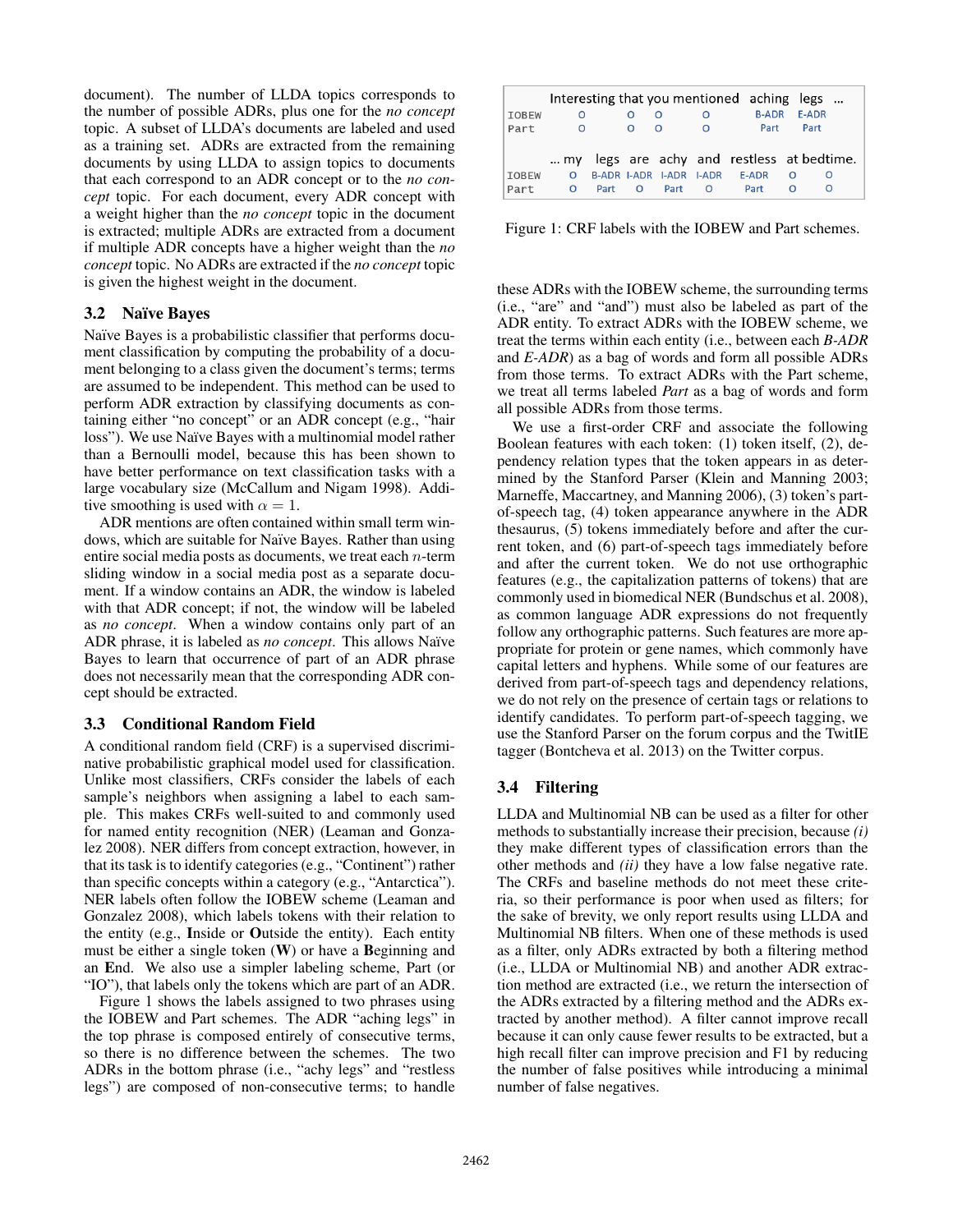document). The number of LLDA topics corresponds to the number of possible ADRs, plus one for the *no concept* topic. A subset of LLDA's documents are labeled and used as a training set. ADRs are extracted from the remaining documents by using LLDA to assign topics to documents that each correspond to an ADR concept or to the *no concept* topic. For each document, every ADR concept with a weight higher than the *no concept* topic in the document is extracted; multiple ADRs are extracted from a document if multiple ADR concepts have a higher weight than the *no concept* topic. No ADRs are extracted if the *no concept* topic is given the highest weight in the document.

### 3.2 Naïve Bayes

Naïve Bayes is a probabilistic classifier that performs document classification by computing the probability of a document belonging to a class given the document's terms; terms are assumed to be independent. This method can be used to perform ADR extraction by classifying documents as containing either "no concept" or an ADR concept (e.g., "hair loss"). We use Naïve Bayes with a multinomial model rather than a Bernoulli model, because this has been shown to have better performance on text classification tasks with a large vocabulary size (McCallum and Nigam 1998). Additive smoothing is used with $\alpha = 1$.

ADR mentions are often contained within small term windows, which are suitable for Naïve Bayes. Rather than using entire social media posts as documents, we treat each $n$-term sliding window in a social media post as a separate document. If a window contains an ADR, the window is labeled with that ADR concept; if not, the window will be labeled as *no concept*. When a window contains only part of an ADR phrase, it is labeled as *no concept*. This allows Naïve Bayes to learn that occurrence of part of an ADR phrase does not necessarily mean that the corresponding ADR concept should be extracted.

### 3.3 Conditional Random Field

A conditional random field (CRF) is a supervised discriminative probabilistic graphical model used for classification. Unlike most classifiers, CRFs consider the labels of each sample's neighbors when assigning a label to each sample. This makes CRFs well-suited to and commonly used for named entity recognition (NER) (Leaman and Gonzalez 2008). NER differs from concept extraction, however, in that its task is to identify categories (e.g., "Continent") rather than specific concepts within a category (e.g., "Antarctica"). NER labels often follow the IOBEW scheme (Leaman and Gonzalez 2008), which labels tokens with their relation to the entity (e.g., **I**nside or **O**utside the entity). Each entity must be either a single token (**W**) or have a **B**eginning and an **E**nd. We also use a simpler labeling scheme, Part (or "IO"), that labels only the tokens which are part of an ADR.

Figure 1 shows the labels assigned to two phrases using the IOBEW and Part schemes. The ADR "aching legs" in the top phrase is composed entirely of consecutive terms, so there is no difference between the schemes. The two ADRs in the bottom phrase (i.e., "achy legs" and "restless legs") are composed of non-consecutive terms; to handle

| | Interesting | that | you | mentioned | aching | legs | ... |
|---|---|---|---|---|---|---|---|
| IOBEW | O | O | O | O | B-ADR | E-ADR | |
| Part | O | O | O | O | Part | Part | |

| | ... my | legs | are | achy | and | restless | at | bedtime. |
|---|---|---|---|---|---|---|---|---|
| IOBEW | O | B-ADR | I-ADR | I-ADR | I-ADR | E-ADR | O | O |
| Part | O | Part | O | Part | O | Part | O | O |

Figure 1: CRF labels with the IOBEW and Part schemes.

these ADRs with the IOBEW scheme, the surrounding terms (i.e., "are" and "and") must also be labeled as part of the ADR entity. To extract ADRs with the IOBEW scheme, we treat the terms within each entity (i.e., between each *B-ADR* and *E-ADR*) as a bag of words and form all possible ADRs from those terms. To extract ADRs with the Part scheme, we treat all terms labeled *Part* as a bag of words and form all possible ADRs from those terms.

We use a first-order CRF and associate the following Boolean features with each token: (1) token itself, (2), dependency relation types that the token appears in as determined by the Stanford Parser (Klein and Manning 2003; Marneffe, Maccartney, and Manning 2006), (3) token's part-of-speech tag, (4) token appearance anywhere in the ADR thesaurus, (5) tokens immediately before and after the current token, and (6) part-of-speech tags immediately before and after the current token. We do not use orthographic features (e.g., the capitalization patterns of tokens) that are commonly used in biomedical NER (Bundschus et al. 2008), as common language ADR expressions do not frequently follow any orthographic patterns. Such features are more appropriate for protein or gene names, which commonly have capital letters and hyphens. While some of our features are derived from part-of-speech tags and dependency relations, we do not rely on the presence of certain tags or relations to identify candidates. To perform part-of-speech tagging, we use the Stanford Parser on the forum corpus and the TwitIE tagger (Bontcheva et al. 2013) on the Twitter corpus.

### 3.4 Filtering

LLDA and Multinomial NB can be used as a filter for other methods to substantially increase their precision, because *(i)* they make different types of classification errors than the other methods and *(ii)* they have a low false negative rate. The CRFs and baseline methods do not meet these criteria, so their performance is poor when used as filters; for the sake of brevity, we only report results using LLDA and Multinomial NB filters. When one of these methods is used as a filter, only ADRs extracted by both a filtering method (i.e., LLDA or Multinomial NB) and another ADR extraction method are extracted (i.e., we return the intersection of the ADRs extracted by a filtering method and the ADRs extracted by another method). A filter cannot improve recall because it can only cause fewer results to be extracted, but a high recall filter can improve precision and F1 by reducing the number of false positives while introducing a minimal number of false negatives.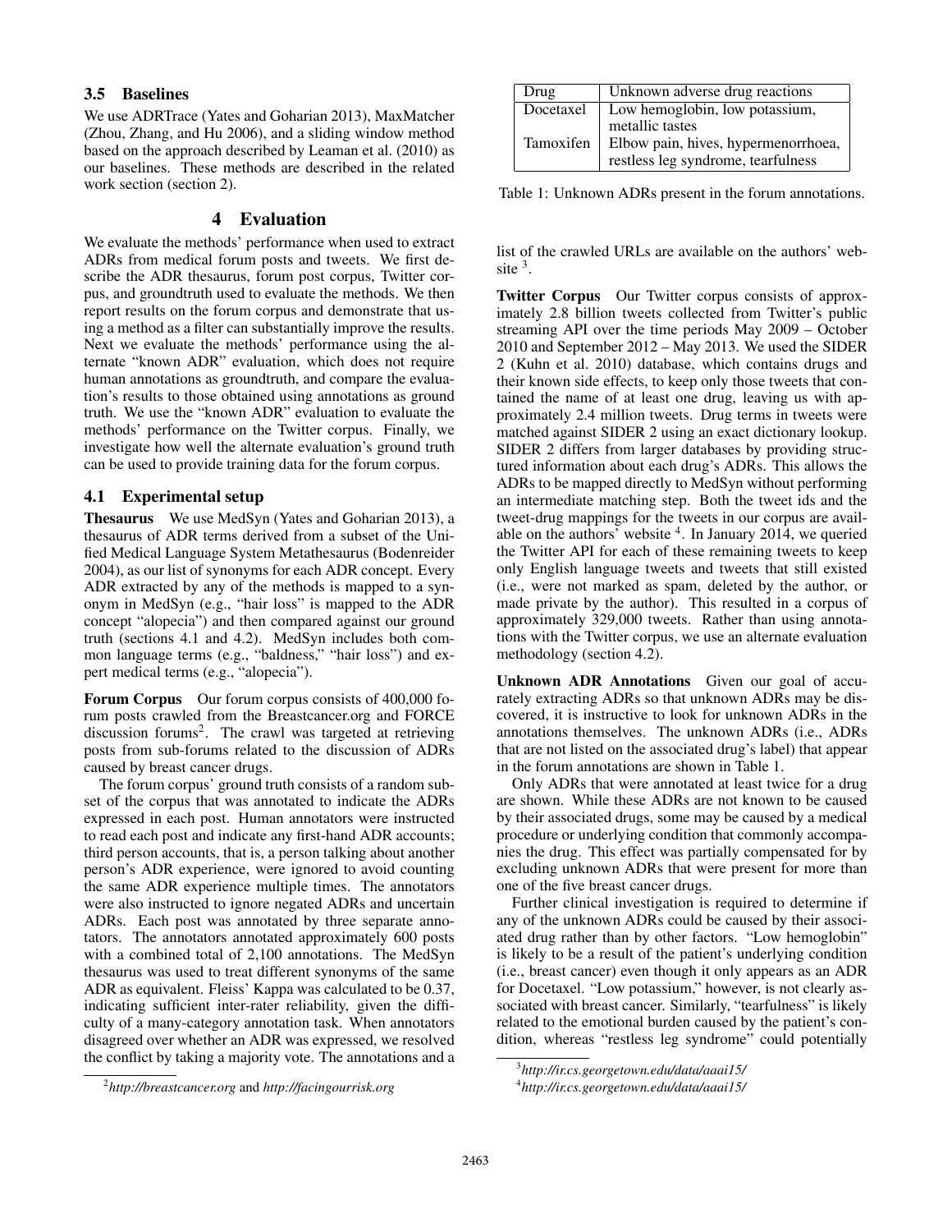### 3.5 Baselines

We use ADRTrace (Yates and Goharian 2013), MaxMatcher (Zhou, Zhang, and Hu 2006), and a sliding window method based on the approach described by Leaman et al. (2010) as our baselines. These methods are described in the related work section (section 2).

## 4 Evaluation

We evaluate the methods' performance when used to extract ADRs from medical forum posts and tweets. We first describe the ADR thesaurus, forum post corpus, Twitter corpus, and groundtruth used to evaluate the methods. We then report results on the forum corpus and demonstrate that using a method as a filter can substantially improve the results. Next we evaluate the methods' performance using the alternate "known ADR" evaluation, which does not require human annotations as groundtruth, and compare the evaluation's results to those obtained using annotations as ground truth. We use the "known ADR" evaluation to evaluate the methods' performance on the Twitter corpus. Finally, we investigate how well the alternate evaluation's ground truth can be used to provide training data for the forum corpus.

### 4.1 Experimental setup

**Thesaurus** We use MedSyn (Yates and Goharian 2013), a thesaurus of ADR terms derived from a subset of the Unified Medical Language System Metathesaurus (Bodenreider 2004), as our list of synonyms for each ADR concept. Every ADR extracted by any of the methods is mapped to a synonym in MedSyn (e.g., "hair loss" is mapped to the ADR concept "alopecia") and then compared against our ground truth (sections 4.1 and 4.2). MedSyn includes both common language terms (e.g., "baldness," "hair loss") and expert medical terms (e.g., "alopecia").

**Forum Corpus** Our forum corpus consists of 400,000 forum posts crawled from the Breastcancer.org and FORCE discussion forums[2]. The crawl was targeted at retrieving posts from sub-forums related to the discussion of ADRs caused by breast cancer drugs.

The forum corpus' ground truth consists of a random subset of the corpus that was annotated to indicate the ADRs expressed in each post. Human annotators were instructed to read each post and indicate any first-hand ADR accounts; third person accounts, that is, a person talking about another person's ADR experience, were ignored to avoid counting the same ADR experience multiple times. The annotators were also instructed to ignore negated ADRs and uncertain ADRs. Each post was annotated by three separate annotators. The annotators annotated approximately 600 posts with a combined total of 2,100 annotations. The MedSyn thesaurus was used to treat different synonyms of the same ADR as equivalent. Fleiss' Kappa was calculated to be 0.37, indicating sufficient inter-rater reliability, given the difficulty of a many-category annotation task. When annotators disagreed over whether an ADR was expressed, we resolved the conflict by taking a majority vote. The annotations and a list of the crawled URLs are available on the authors' website [3].

| Drug | Unknown adverse drug reactions |
|---|---|
| Docetaxel | Low hemoglobin, low potassium, metallic tastes |
| Tamoxifen | Elbow pain, hives, hypermenorrhoea, restless leg syndrome, tearfulness |

Table 1: Unknown ADRs present in the forum annotations.

**Twitter Corpus** Our Twitter corpus consists of approximately 2.8 billion tweets collected from Twitter's public streaming API over the time periods May 2009 – October 2010 and September 2012 – May 2013. We used the SIDER 2 (Kuhn et al. 2010) database, which contains drugs and their known side effects, to keep only those tweets that contained the name of at least one drug, leaving us with approximately 2.4 million tweets. Drug terms in tweets were matched against SIDER 2 using an exact dictionary lookup. SIDER 2 differs from larger databases by providing structured information about each drug's ADRs. This allows the ADRs to be mapped directly to MedSyn without performing an intermediate matching step. Both the tweet ids and the tweet-drug mappings for the tweets in our corpus are available on the authors' website [4]. In January 2014, we queried the Twitter API for each of these remaining tweets to keep only English language tweets and tweets that still existed (i.e., were not marked as spam, deleted by the author, or made private by the author). This resulted in a corpus of approximately 329,000 tweets. Rather than using annotations with the Twitter corpus, we use an alternate evaluation methodology (section 4.2).

**Unknown ADR Annotations** Given our goal of accurately extracting ADRs so that unknown ADRs may be discovered, it is instructive to look for unknown ADRs in the annotations themselves. The unknown ADRs (i.e., ADRs that are not listed on the associated drug's label) that appear in the forum annotations are shown in Table 1.

Only ADRs that were annotated at least twice for a drug are shown. While these ADRs are not known to be caused by their associated drugs, some may be caused by a medical procedure or underlying condition that commonly accompanies the drug. This effect was partially compensated for by excluding unknown ADRs that were present for more than one of the five breast cancer drugs.

Further clinical investigation is required to determine if any of the unknown ADRs could be caused by their associated drug rather than by other factors. "Low hemoglobin" is likely to be a result of the patient's underlying condition (i.e., breast cancer) even though it only appears as an ADR for Docetaxel. "Low potassium," however, is not clearly associated with breast cancer. Similarly, "tearfulness" is likely related to the emotional burden caused by the patient's condition, whereas "restless leg syndrome" could potentially

[2] *http://breastcancer.org* and *http://facingourrisk.org*

[3] *http://ir.cs.georgetown.edu/data/aaai15/*

[4] *http://ir.cs.georgetown.edu/data/aaai15/*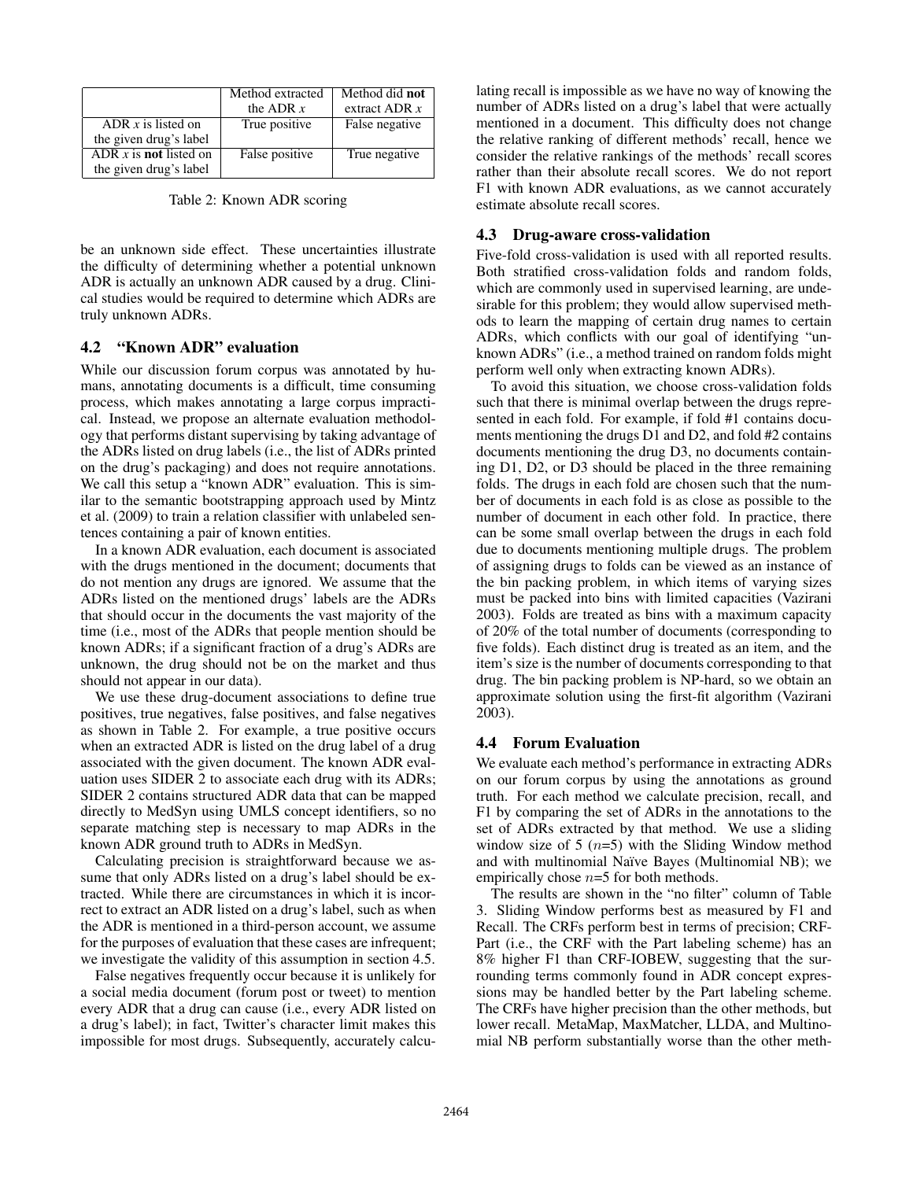|  | Method extracted the ADR $x$ | Method did **not** extract ADR $x$ |
|---|---|---|
| ADR $x$ is listed on the given drug's label | True positive | False negative |
| ADR $x$ is **not** listed on the given drug's label | False positive | True negative |

Table 2: Known ADR scoring

be an unknown side effect. These uncertainties illustrate the difficulty of determining whether a potential unknown ADR is actually an unknown ADR caused by a drug. Clinical studies would be required to determine which ADRs are truly unknown ADRs.

### 4.2 "Known ADR" evaluation

While our discussion forum corpus was annotated by humans, annotating documents is a difficult, time consuming process, which makes annotating a large corpus impractical. Instead, we propose an alternate evaluation methodology that performs distant supervising by taking advantage of the ADRs listed on drug labels (i.e., the list of ADRs printed on the drug's packaging) and does not require annotations. We call this setup a "known ADR" evaluation. This is similar to the semantic bootstrapping approach used by Mintz et al. (2009) to train a relation classifier with unlabeled sentences containing a pair of known entities.

In a known ADR evaluation, each document is associated with the drugs mentioned in the document; documents that do not mention any drugs are ignored. We assume that the ADRs listed on the mentioned drugs' labels are the ADRs that should occur in the documents the vast majority of the time (i.e., most of the ADRs that people mention should be known ADRs; if a significant fraction of a drug's ADRs are unknown, the drug should not be on the market and thus should not appear in our data).

We use these drug-document associations to define true positives, true negatives, false positives, and false negatives as shown in Table 2. For example, a true positive occurs when an extracted ADR is listed on the drug label of a drug associated with the given document. The known ADR evaluation uses SIDER 2 to associate each drug with its ADRs; SIDER 2 contains structured ADR data that can be mapped directly to MedSyn using UMLS concept identifiers, so no separate matching step is necessary to map ADRs in the known ADR ground truth to ADRs in MedSyn.

Calculating precision is straightforward because we assume that only ADRs listed on a drug's label should be extracted. While there are circumstances in which it is incorrect to extract an ADR listed on a drug's label, such as when the ADR is mentioned in a third-person account, we assume for the purposes of evaluation that these cases are infrequent; we investigate the validity of this assumption in section 4.5.

False negatives frequently occur because it is unlikely for a social media document (forum post or tweet) to mention every ADR that a drug can cause (i.e., every ADR listed on a drug's label); in fact, Twitter's character limit makes this impossible for most drugs. Subsequently, accurately calculating recall is impossible as we have no way of knowing the number of ADRs listed on a drug's label that were actually mentioned in a document. This difficulty does not change the relative ranking of different methods' recall, hence we consider the relative rankings of the methods' recall scores rather than their absolute recall scores. We do not report F1 with known ADR evaluations, as we cannot accurately estimate absolute recall scores.

### 4.3 Drug-aware cross-validation

Five-fold cross-validation is used with all reported results. Both stratified cross-validation folds and random folds, which are commonly used in supervised learning, are undesirable for this problem; they would allow supervised methods to learn the mapping of certain drug names to certain ADRs, which conflicts with our goal of identifying "unknown ADRs" (i.e., a method trained on random folds might perform well only when extracting known ADRs).

To avoid this situation, we choose cross-validation folds such that there is minimal overlap between the drugs represented in each fold. For example, if fold #1 contains documents mentioning the drugs D1 and D2, and fold #2 contains documents mentioning the drug D3, no documents containing D1, D2, or D3 should be placed in the three remaining folds. The drugs in each fold are chosen such that the number of documents in each fold is as close as possible to the number of document in each other fold. In practice, there can be some small overlap between the drugs in each fold due to documents mentioning multiple drugs. The problem of assigning drugs to folds can be viewed as an instance of the bin packing problem, in which items of varying sizes must be packed into bins with limited capacities (Vazirani 2003). Folds are treated as bins with a maximum capacity of 20% of the total number of documents (corresponding to five folds). Each distinct drug is treated as an item, and the item's size is the number of documents corresponding to that drug. The bin packing problem is NP-hard, so we obtain an approximate solution using the first-fit algorithm (Vazirani 2003).

### 4.4 Forum Evaluation

We evaluate each method's performance in extracting ADRs on our forum corpus by using the annotations as ground truth. For each method we calculate precision, recall, and F1 by comparing the set of ADRs in the annotations to the set of ADRs extracted by that method. We use a sliding window size of 5 ($n$=5) with the Sliding Window method and with multinomial Naïve Bayes (Multinomial NB); we empirically chose $n$=5 for both methods.

The results are shown in the "no filter" column of Table 3. Sliding Window performs best as measured by F1 and Recall. The CRFs perform best in terms of precision; CRF-Part (i.e., the CRF with the Part labeling scheme) has an 8% higher F1 than CRF-IOBEW, suggesting that the surrounding terms commonly found in ADR concept expressions may be handled better by the Part labeling scheme. The CRFs have higher precision than the other methods, but lower recall. MetaMap, MaxMatcher, LLDA, and Multinomial NB perform substantially worse than the other meth-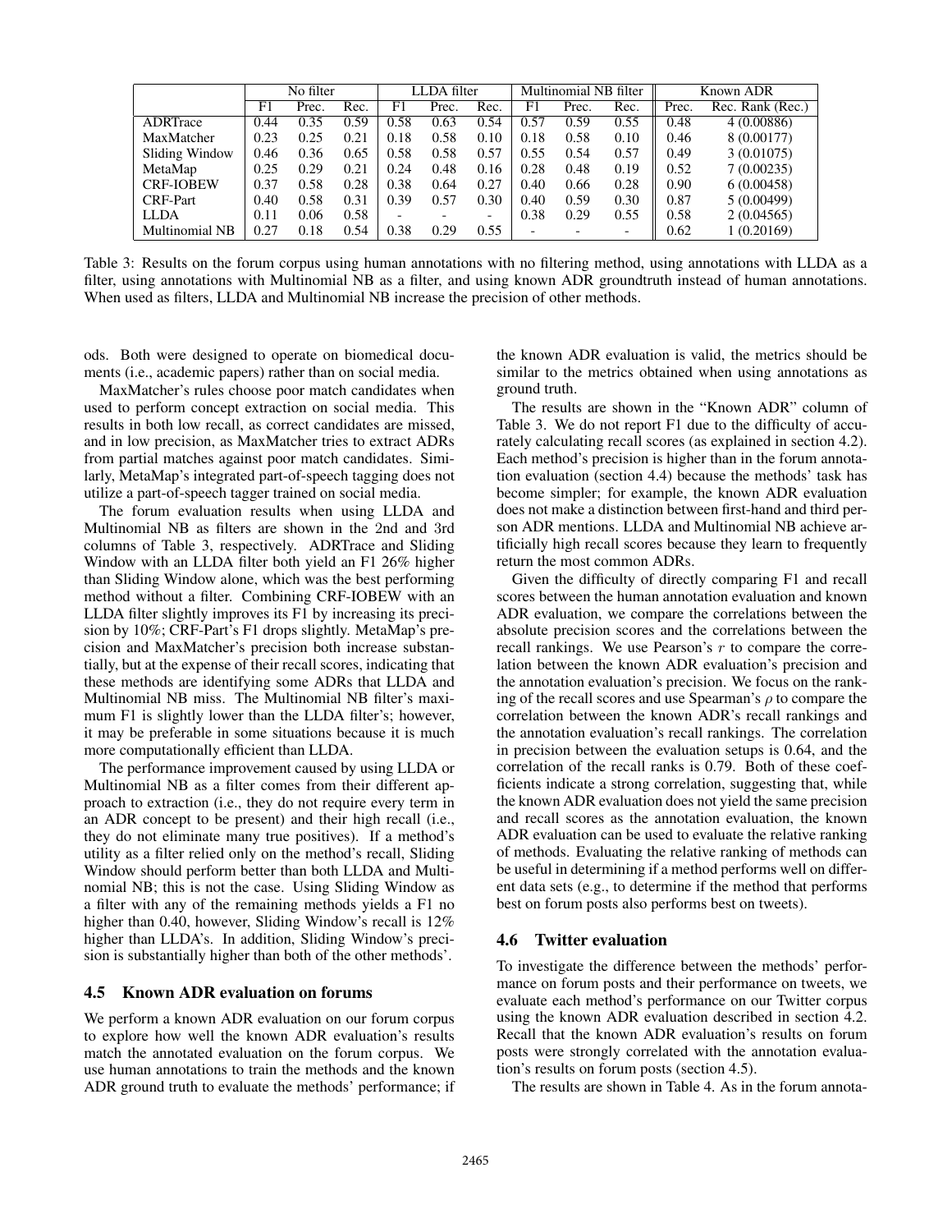|  | No filter |  |  | LLDA filter |  |  | Multinomial NB filter |  |  | Known ADR |  |
|---|---|---|---|---|---|---|---|---|---|---|---|
|  | F1 | Prec. | Rec. | F1 | Prec. | Rec. | F1 | Prec. | Rec. | Prec. | Rec. Rank (Rec.) |
| ADRTrace | 0.44 | 0.35 | 0.59 | 0.58 | 0.63 | 0.54 | 0.57 | 0.59 | 0.55 | 0.48 | 4 (0.00886) |
| MaxMatcher | 0.23 | 0.25 | 0.21 | 0.18 | 0.58 | 0.10 | 0.18 | 0.58 | 0.10 | 0.46 | 8 (0.00177) |
| Sliding Window | 0.46 | 0.36 | 0.65 | 0.58 | 0.58 | 0.57 | 0.55 | 0.54 | 0.57 | 0.49 | 3 (0.01075) |
| MetaMap | 0.25 | 0.29 | 0.21 | 0.24 | 0.48 | 0.16 | 0.28 | 0.48 | 0.19 | 0.52 | 7 (0.00235) |
| CRF-IOBEW | 0.37 | 0.58 | 0.28 | 0.38 | 0.64 | 0.27 | 0.40 | 0.66 | 0.28 | 0.90 | 6 (0.00458) |
| CRF-Part | 0.40 | 0.58 | 0.31 | 0.39 | 0.57 | 0.30 | 0.40 | 0.59 | 0.30 | 0.87 | 5 (0.00499) |
| LLDA | 0.11 | 0.06 | 0.58 | - | - | - | 0.38 | 0.29 | 0.55 | 0.58 | 2 (0.04565) |
| Multinomial NB | 0.27 | 0.18 | 0.54 | 0.38 | 0.29 | 0.55 | - | - | - | 0.62 | 1 (0.20169) |

Table 3: Results on the forum corpus using human annotations with no filtering method, using annotations with LLDA as a filter, using annotations with Multinomial NB as a filter, and using known ADR groundtruth instead of human annotations. When used as filters, LLDA and Multinomial NB increase the precision of other methods.

ods. Both were designed to operate on biomedical documents (i.e., academic papers) rather than on social media.

MaxMatcher's rules choose poor match candidates when used to perform concept extraction on social media. This results in both low recall, as correct candidates are missed, and in low precision, as MaxMatcher tries to extract ADRs from partial matches against poor match candidates. Similarly, MetaMap's integrated part-of-speech tagging does not utilize a part-of-speech tagger trained on social media.

The forum evaluation results when using LLDA and Multinomial NB as filters are shown in the 2nd and 3rd columns of Table 3, respectively. ADRTrace and Sliding Window with an LLDA filter both yield an F1 26% higher than Sliding Window alone, which was the best performing method without a filter. Combining CRF-IOBEW with an LLDA filter slightly improves its F1 by increasing its precision by 10%; CRF-Part's F1 drops slightly. MetaMap's precision and MaxMatcher's precision both increase substantially, but at the expense of their recall scores, indicating that these methods are identifying some ADRs that LLDA and Multinomial NB miss. The Multinomial NB filter's maximum F1 is slightly lower than the LLDA filter's; however, it may be preferable in some situations because it is much more computationally efficient than LLDA.

The performance improvement caused by using LLDA or Multinomial NB as a filter comes from their different approach to extraction (i.e., they do not require every term in an ADR concept to be present) and their high recall (i.e., they do not eliminate many true positives). If a method's utility as a filter relied only on the method's recall, Sliding Window should perform better than both LLDA and Multinomial NB; this is not the case. Using Sliding Window as a filter with any of the remaining methods yields a F1 no higher than 0.40, however, Sliding Window's recall is 12% higher than LLDA's. In addition, Sliding Window's precision is substantially higher than both of the other methods'.

### 4.5 Known ADR evaluation on forums

We perform a known ADR evaluation on our forum corpus to explore how well the known ADR evaluation's results match the annotated evaluation on the forum corpus. We use human annotations to train the methods and the known ADR ground truth to evaluate the methods' performance; if the known ADR evaluation is valid, the metrics should be similar to the metrics obtained when using annotations as ground truth.

The results are shown in the "Known ADR" column of Table 3. We do not report F1 due to the difficulty of accurately calculating recall scores (as explained in section 4.2). Each method's precision is higher than in the forum annotation evaluation (section 4.4) because the methods' task has become simpler; for example, the known ADR evaluation does not make a distinction between first-hand and third person ADR mentions. LLDA and Multinomial NB achieve artificially high recall scores because they learn to frequently return the most common ADRs.

Given the difficulty of directly comparing F1 and recall scores between the human annotation evaluation and known ADR evaluation, we compare the correlations between the absolute precision scores and the correlations between the recall rankings. We use Pearson's $r$ to compare the correlation between the known ADR evaluation's precision and the annotation evaluation's precision. We focus on the ranking of the recall scores and use Spearman's $\rho$ to compare the correlation between the known ADR's recall rankings and the annotation evaluation's recall rankings. The correlation in precision between the evaluation setups is 0.64, and the correlation of the recall ranks is 0.79. Both of these coefficients indicate a strong correlation, suggesting that, while the known ADR evaluation does not yield the same precision and recall scores as the annotation evaluation, the known ADR evaluation can be used to evaluate the relative ranking of methods. Evaluating the relative ranking of methods can be useful in determining if a method performs well on different data sets (e.g., to determine if the method that performs best on forum posts also performs best on tweets).

### 4.6 Twitter evaluation

To investigate the difference between the methods' performance on forum posts and their performance on tweets, we evaluate each method's performance on our Twitter corpus using the known ADR evaluation described in section 4.2. Recall that the known ADR evaluation's results on forum posts were strongly correlated with the annotation evaluation's results on forum posts (section 4.5).

The results are shown in Table 4. As in the forum annota-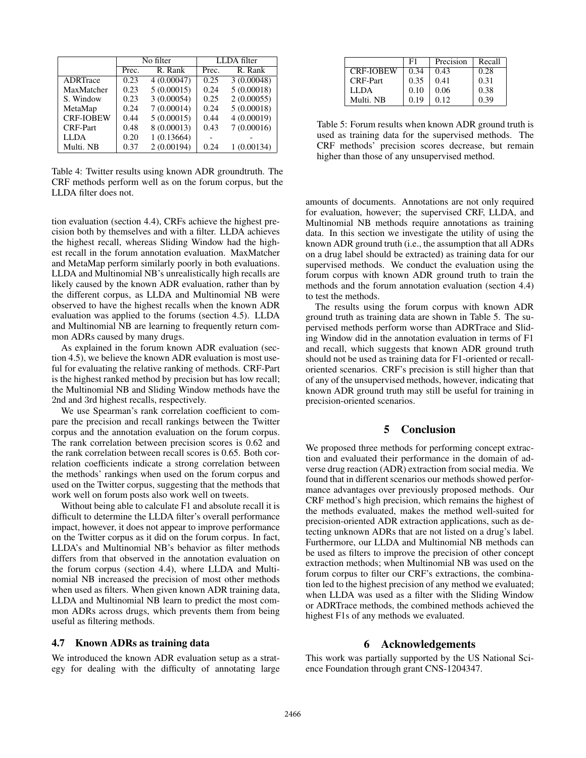| | No filter | | LLDA filter | |
|---|---|---|---|---|
| | Prec. | R. Rank | Prec. | R. Rank |
| ADRTrace | 0.23 | 4 (0.00047) | 0.25 | 3 (0.00048) |
| MaxMatcher | 0.23 | 5 (0.00015) | 0.24 | 5 (0.00018) |
| S. Window | 0.23 | 3 (0.00054) | 0.25 | 2 (0.00055) |
| MetaMap | 0.24 | 7 (0.00014) | 0.24 | 5 (0.00018) |
| CRF-IOBEW | 0.44 | 5 (0.00015) | 0.44 | 4 (0.00019) |
| CRF-Part | 0.48 | 8 (0.00013) | 0.43 | 7 (0.00016) |
| LLDA | 0.20 | 1 (0.13664) | - | - |
| Multi. NB | 0.37 | 2 (0.00194) | 0.24 | 1 (0.00134) |

Table 4: Twitter results using known ADR groundtruth. The CRF methods perform well as on the forum corpus, but the LLDA filter does not.

tion evaluation (section 4.4), CRFs achieve the highest precision both by themselves and with a filter. LLDA achieves the highest recall, whereas Sliding Window had the highest recall in the forum annotation evaluation. MaxMatcher and MetaMap perform similarly poorly in both evaluations. LLDA and Multinomial NB's unrealistically high recalls are likely caused by the known ADR evaluation, rather than by the different corpus, as LLDA and Multinomial NB were observed to have the highest recalls when the known ADR evaluation was applied to the forums (section 4.5). LLDA and Multinomial NB are learning to frequently return common ADRs caused by many drugs.

As explained in the forum known ADR evaluation (section 4.5), we believe the known ADR evaluation is most useful for evaluating the relative ranking of methods. CRF-Part is the highest ranked method by precision but has low recall; the Multinomial NB and Sliding Window methods have the 2nd and 3rd highest recalls, respectively.

We use Spearman's rank correlation coefficient to compare the precision and recall rankings between the Twitter corpus and the annotation evaluation on the forum corpus. The rank correlation between precision scores is 0.62 and the rank correlation between recall scores is 0.65. Both correlation coefficients indicate a strong correlation between the methods' rankings when used on the forum corpus and used on the Twitter corpus, suggesting that the methods that work well on forum posts also work well on tweets.

Without being able to calculate F1 and absolute recall it is difficult to determine the LLDA filter's overall performance impact, however, it does not appear to improve performance on the Twitter corpus as it did on the forum corpus. In fact, LLDA's and Multinomial NB's behavior as filter methods differs from that observed in the annotation evaluation on the forum corpus (section 4.4), where LLDA and Multinomial NB increased the precision of most other methods when used as filters. When given known ADR training data, LLDA and Multinomial NB learn to predict the most common ADRs across drugs, which prevents them from being useful as filtering methods.

### 4.7 Known ADRs as training data

We introduced the known ADR evaluation setup as a strategy for dealing with the difficulty of annotating large amounts of documents. Annotations are not only required for evaluation, however; the supervised CRF, LLDA, and Multinomial NB methods require annotations as training data. In this section we investigate the utility of using the known ADR ground truth (i.e., the assumption that all ADRs on a drug label should be extracted) as training data for our supervised methods. We conduct the evaluation using the forum corpus with known ADR ground truth to train the methods and the forum annotation evaluation (section 4.4) to test the methods.

| | F1 | Precision | Recall |
|---|---|---|---|
| CRF-IOBEW | 0.34 | 0.43 | 0.28 |
| CRF-Part | 0.35 | 0.41 | 0.31 |
| LLDA | 0.10 | 0.06 | 0.38 |
| Multi. NB | 0.19 | 0.12 | 0.39 |

Table 5: Forum results when known ADR ground truth is used as training data for the supervised methods. The CRF methods' precision scores decrease, but remain higher than those of any unsupervised method.

The results using the forum corpus with known ADR ground truth as training data are shown in Table 5. The supervised methods perform worse than ADRTrace and Sliding Window did in the annotation evaluation in terms of F1 and recall, which suggests that known ADR ground truth should not be used as training data for F1-oriented or recall-oriented scenarios. CRF's precision is still higher than that of any of the unsupervised methods, however, indicating that known ADR ground truth may still be useful for training in precision-oriented scenarios.

## 5 Conclusion

We proposed three methods for performing concept extraction and evaluated their performance in the domain of adverse drug reaction (ADR) extraction from social media. We found that in different scenarios our methods showed performance advantages over previously proposed methods. Our CRF method's high precision, which remains the highest of the methods evaluated, makes the method well-suited for precision-oriented ADR extraction applications, such as detecting unknown ADRs that are not listed on a drug's label. Furthermore, our LLDA and Multinomial NB methods can be used as filters to improve the precision of other concept extraction methods; when Multinomial NB was used on the forum corpus to filter our CRF's extractions, the combination led to the highest precision of any method we evaluated; when LLDA was used as a filter with the Sliding Window or ADRTrace methods, the combined methods achieved the highest F1s of any methods we evaluated.

## 6 Acknowledgements

This work was partially supported by the US National Science Foundation through grant CNS-1204347.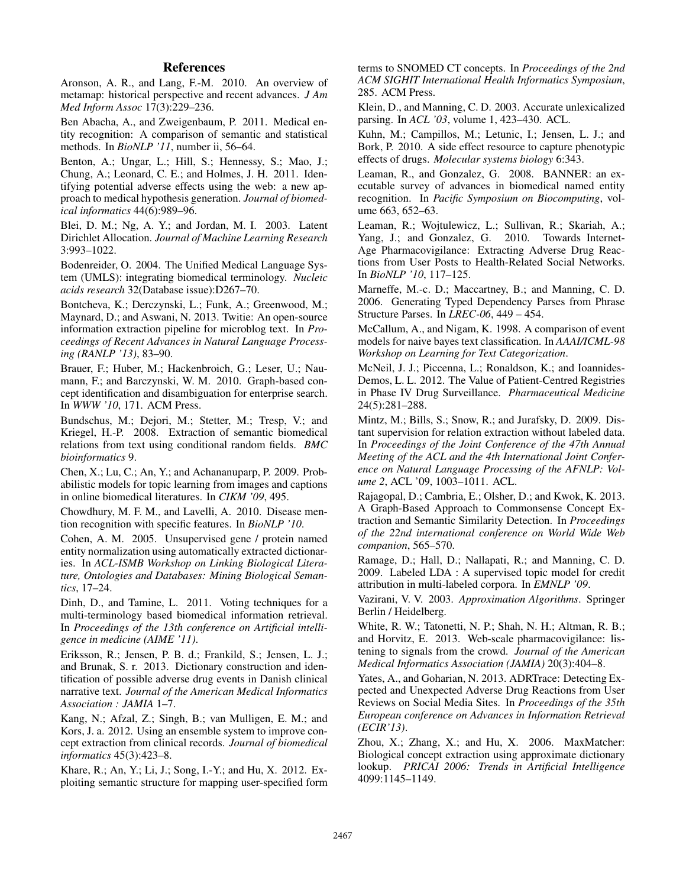## References

Aronson, A. R., and Lang, F.-M. 2010. An overview of metamap: historical perspective and recent advances. *J Am Med Inform Assoc* 17(3):229–236.

Ben Abacha, A., and Zweigenbaum, P. 2011. Medical entity recognition: A comparison of semantic and statistical methods. In *BioNLP '11*, number ii, 56–64.

Benton, A.; Ungar, L.; Hill, S.; Hennessy, S.; Mao, J.; Chung, A.; Leonard, C. E.; and Holmes, J. H. 2011. Identifying potential adverse effects using the web: a new approach to medical hypothesis generation. *Journal of biomedical informatics* 44(6):989–96.

Blei, D. M.; Ng, A. Y.; and Jordan, M. I. 2003. Latent Dirichlet Allocation. *Journal of Machine Learning Research* 3:993–1022.

Bodenreider, O. 2004. The Unified Medical Language System (UMLS): integrating biomedical terminology. *Nucleic acids research* 32(Database issue):D267–70.

Bontcheva, K.; Derczynski, L.; Funk, A.; Greenwood, M.; Maynard, D.; and Aswani, N. 2013. Twitie: An open-source information extraction pipeline for microblog text. In *Proceedings of Recent Advances in Natural Language Processing (RANLP '13)*, 83–90.

Brauer, F.; Huber, M.; Hackenbroich, G.; Leser, U.; Naumann, F.; and Barczynski, W. M. 2010. Graph-based concept identification and disambiguation for enterprise search. In *WWW '10*, 171. ACM Press.

Bundschus, M.; Dejori, M.; Stetter, M.; Tresp, V.; and Kriegel, H.-P. 2008. Extraction of semantic biomedical relations from text using conditional random fields. *BMC bioinformatics* 9.

Chen, X.; Lu, C.; An, Y.; and Achananuparp, P. 2009. Probabilistic models for topic learning from images and captions in online biomedical literatures. In *CIKM '09*, 495.

Chowdhury, M. F. M., and Lavelli, A. 2010. Disease mention recognition with specific features. In *BioNLP '10*.

Cohen, A. M. 2005. Unsupervised gene / protein named entity normalization using automatically extracted dictionaries. In *ACL-ISMB Workshop on Linking Biological Literature, Ontologies and Databases: Mining Biological Semantics*, 17–24.

Dinh, D., and Tamine, L. 2011. Voting techniques for a multi-terminology based biomedical information retrieval. In *Proceedings of the 13th conference on Artificial intelligence in medicine (AIME '11)*.

Eriksson, R.; Jensen, P. B. d.; Frankild, S.; Jensen, L. J.; and Brunak, S. r. 2013. Dictionary construction and identification of possible adverse drug events in Danish clinical narrative text. *Journal of the American Medical Informatics Association : JAMIA* 1–7.

Kang, N.; Afzal, Z.; Singh, B.; van Mulligen, E. M.; and Kors, J. a. 2012. Using an ensemble system to improve concept extraction from clinical records. *Journal of biomedical informatics* 45(3):423–8.

Khare, R.; An, Y.; Li, J.; Song, I.-Y.; and Hu, X. 2012. Exploiting semantic structure for mapping user-specified form terms to SNOMED CT concepts. In *Proceedings of the 2nd ACM SIGHIT International Health Informatics Symposium*, 285. ACM Press.

Klein, D., and Manning, C. D. 2003. Accurate unlexicalized parsing. In *ACL '03*, volume 1, 423–430. ACL.

Kuhn, M.; Campillos, M.; Letunic, I.; Jensen, L. J.; and Bork, P. 2010. A side effect resource to capture phenotypic effects of drugs. *Molecular systems biology* 6:343.

Leaman, R., and Gonzalez, G. 2008. BANNER: an executable survey of advances in biomedical named entity recognition. In *Pacific Symposium on Biocomputing*, volume 663, 652–63.

Leaman, R.; Wojtulewicz, L.; Sullivan, R.; Skariah, A.; Yang, J.; and Gonzalez, G. 2010. Towards Internet-Age Pharmacovigilance: Extracting Adverse Drug Reactions from User Posts to Health-Related Social Networks. In *BioNLP '10*, 117–125.

Marneffe, M.-c. D.; Maccartney, B.; and Manning, C. D. 2006. Generating Typed Dependency Parses from Phrase Structure Parses. In *LREC-06*, 449 – 454.

McCallum, A., and Nigam, K. 1998. A comparison of event models for naive bayes text classification. In *AAAI/ICML-98 Workshop on Learning for Text Categorization*.

McNeil, J. J.; Piccenna, L.; Ronaldson, K.; and Ioannides-Demos, L. L. 2012. The Value of Patient-Centred Registries in Phase IV Drug Surveillance. *Pharmaceutical Medicine* 24(5):281–288.

Mintz, M.; Bills, S.; Snow, R.; and Jurafsky, D. 2009. Distant supervision for relation extraction without labeled data. In *Proceedings of the Joint Conference of the 47th Annual Meeting of the ACL and the 4th International Joint Conference on Natural Language Processing of the AFNLP: Volume 2*, ACL '09, 1003–1011. ACL.

Rajagopal, D.; Cambria, E.; Olsher, D.; and Kwok, K. 2013. A Graph-Based Approach to Commonsense Concept Extraction and Semantic Similarity Detection. In *Proceedings of the 22nd international conference on World Wide Web companion*, 565–570.

Ramage, D.; Hall, D.; Nallapati, R.; and Manning, C. D. 2009. Labeled LDA : A supervised topic model for credit attribution in multi-labeled corpora. In *EMNLP '09*.

Vazirani, V. V. 2003. *Approximation Algorithms*. Springer Berlin / Heidelberg.

White, R. W.; Tatonetti, N. P.; Shah, N. H.; Altman, R. B.; and Horvitz, E. 2013. Web-scale pharmacovigilance: listening to signals from the crowd. *Journal of the American Medical Informatics Association (JAMIA)* 20(3):404–8.

Yates, A., and Goharian, N. 2013. ADRTrace: Detecting Expected and Unexpected Adverse Drug Reactions from User Reviews on Social Media Sites. In *Proceedings of the 35th European conference on Advances in Information Retrieval (ECIR'13)*.

Zhou, X.; Zhang, X.; and Hu, X. 2006. MaxMatcher: Biological concept extraction using approximate dictionary lookup. *PRICAI 2006: Trends in Artificial Intelligence* 4099:1145–1149.